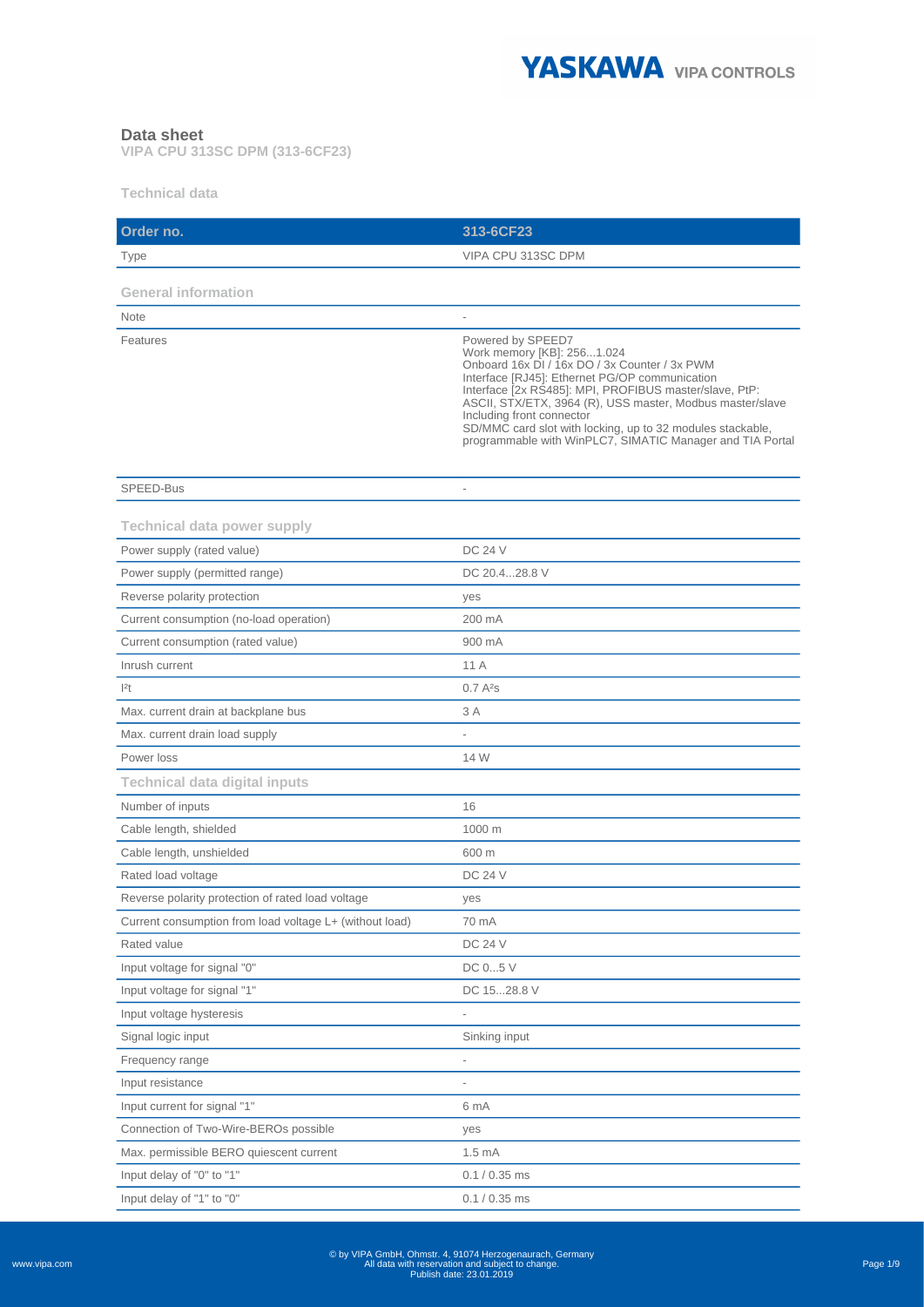# Data sheet

**VIPA CPU 313SC DPM (313-6CF23)**

## Technical data

| Order no. | 313-6CF23 |
| --- | --- |
| Type | VIPA CPU 313SC DPM |
| **General information** | |
| Note | - |
| Features | Powered by SPEED7<br>Work memory [KB]: 256...1.024<br>Onboard 16x DI / 16x DO / 3x Counter / 3x PWM<br>Interface [RJ45]: Ethernet PG/OP communication<br>Interface [2x RS485]: MPI, PROFIBUS master/slave, PtP: ASCII, STX/ETX, 3964 (R), USS master, Modbus master/slave<br>Including front connector<br>SD/MMC card slot with locking, up to 32 modules stackable, programmable with WinPLC7, SIMATIC Manager and TIA Portal |
| SPEED-Bus | - |
| **Technical data power supply** | |
| Power supply (rated value) | DC 24 V |
| Power supply (permitted range) | DC 20.4...28.8 V |
| Reverse polarity protection | yes |
| Current consumption (no-load operation) | 200 mA |
| Current consumption (rated value) | 900 mA |
| Inrush current | 11 A |
| $I^2t$ | 0.7 $A^2s$ |
| Max. current drain at backplane bus | 3 A |
| Max. current drain load supply | - |
| Power loss | 14 W |
| **Technical data digital inputs** | |
| Number of inputs | 16 |
| Cable length, shielded | 1000 m |
| Cable length, unshielded | 600 m |
| Rated load voltage | DC 24 V |
| Reverse polarity protection of rated load voltage | yes |
| Current consumption from load voltage L+ (without load) | 70 mA |
| Rated value | DC 24 V |
| Input voltage for signal "0" | DC 0...5 V |
| Input voltage for signal "1" | DC 15...28.8 V |
| Input voltage hysteresis | - |
| Signal logic input | Sinking input |
| Frequency range | - |
| Input resistance | - |
| Input current for signal "1" | 6 mA |
| Connection of Two-Wire-BEROs possible | yes |
| Max. permissible BERO quiescent current | 1.5 mA |
| Input delay of "0" to "1" | 0.1 / 0.35 ms |
| Input delay of "1" to "0" | 0.1 / 0.35 ms |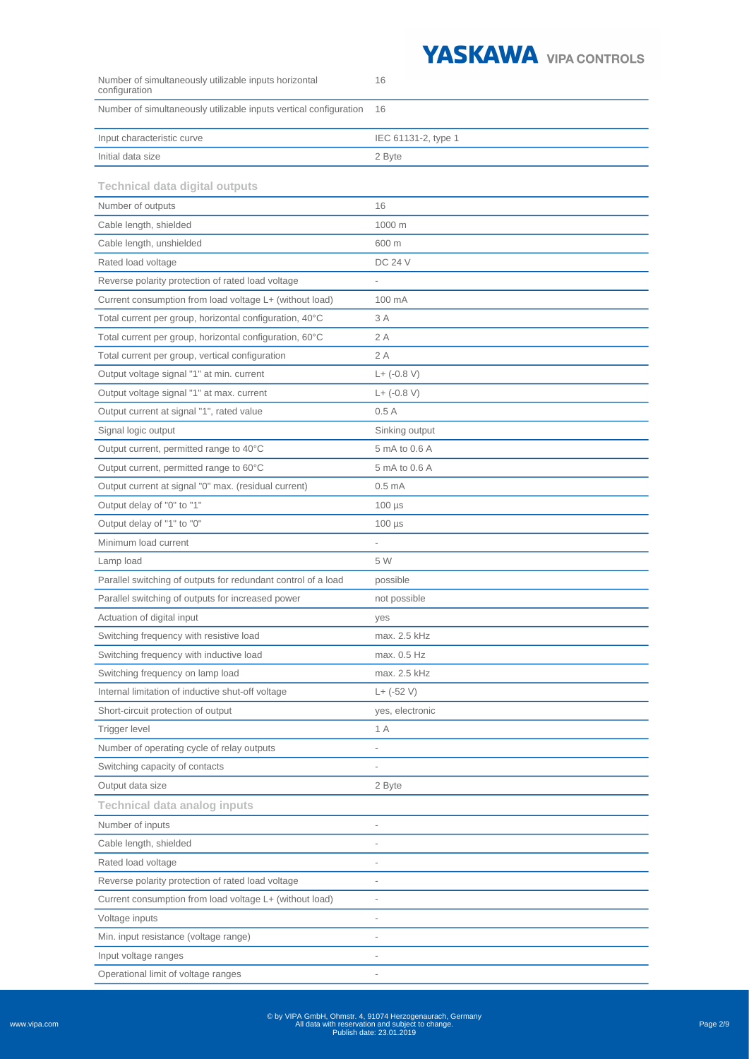| | |
|---|---|
| Number of simultaneously utilizable inputs horizontal configuration | 16 |
| Number of simultaneously utilizable inputs vertical configuration | 16 |
| Input characteristic curve | IEC 61131-2, type 1 |
| Initial data size | 2 Byte |

## Technical data digital outputs

| | |
|---|---|
| Number of outputs | 16 |
| Cable length, shielded | 1000 m |
| Cable length, unshielded | 600 m |
| Rated load voltage | DC 24 V |
| Reverse polarity protection of rated load voltage | - |
| Current consumption from load voltage L+ (without load) | 100 mA |
| Total current per group, horizontal configuration, 40°C | 3 A |
| Total current per group, horizontal configuration, 60°C | 2 A |
| Total current per group, vertical configuration | 2 A |
| Output voltage signal "1" at min. current | L+ (-0.8 V) |
| Output voltage signal "1" at max. current | L+ (-0.8 V) |
| Output current at signal "1", rated value | 0.5 A |
| Signal logic output | Sinking output |
| Output current, permitted range to 40°C | 5 mA to 0.6 A |
| Output current, permitted range to 60°C | 5 mA to 0.6 A |
| Output current at signal "0" max. (residual current) | 0.5 mA |
| Output delay of "0" to "1" | 100 µs |
| Output delay of "1" to "0" | 100 µs |
| Minimum load current | - |
| Lamp load | 5 W |
| Parallel switching of outputs for redundant control of a load | possible |
| Parallel switching of outputs for increased power | not possible |
| Actuation of digital input | yes |
| Switching frequency with resistive load | max. 2.5 kHz |
| Switching frequency with inductive load | max. 0.5 Hz |
| Switching frequency on lamp load | max. 2.5 kHz |
| Internal limitation of inductive shut-off voltage | L+ (-52 V) |
| Short-circuit protection of output | yes, electronic |
| Trigger level | 1 A |
| Number of operating cycle of relay outputs | - |
| Switching capacity of contacts | - |
| Output data size | 2 Byte |

## Technical data analog inputs

| | |
|---|---|
| Number of inputs | - |
| Cable length, shielded | - |
| Rated load voltage | - |
| Reverse polarity protection of rated load voltage | - |
| Current consumption from load voltage L+ (without load) | - |
| Voltage inputs | - |
| Min. input resistance (voltage range) | - |
| Input voltage ranges | - |
| Operational limit of voltage ranges | - |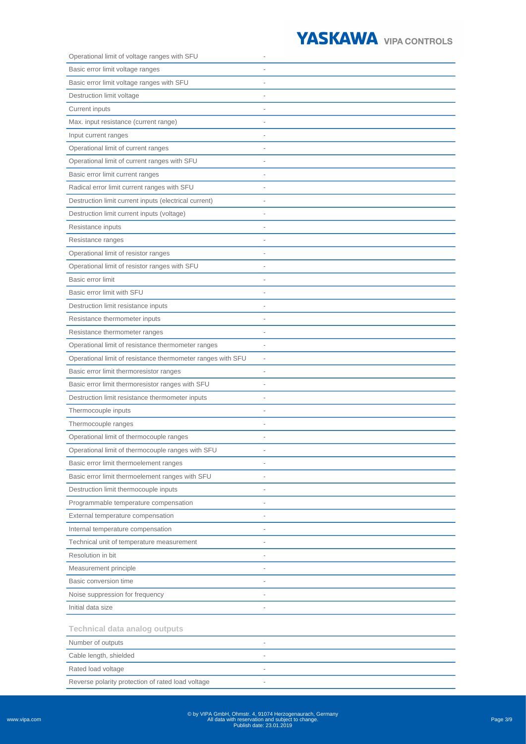| | |
|---|---|
| Operational limit of voltage ranges with SFU | - |
| Basic error limit voltage ranges | - |
| Basic error limit voltage ranges with SFU | - |
| Destruction limit voltage | - |
| Current inputs | - |
| Max. input resistance (current range) | - |
| Input current ranges | - |
| Operational limit of current ranges | - |
| Operational limit of current ranges with SFU | - |
| Basic error limit current ranges | - |
| Radical error limit current ranges with SFU | - |
| Destruction limit current inputs (electrical current) | - |
| Destruction limit current inputs (voltage) | - |
| Resistance inputs | - |
| Resistance ranges | - |
| Operational limit of resistor ranges | - |
| Operational limit of resistor ranges with SFU | - |
| Basic error limit | - |
| Basic error limit with SFU | - |
| Destruction limit resistance inputs | - |
| Resistance thermometer inputs | - |
| Resistance thermometer ranges | - |
| Operational limit of resistance thermometer ranges | - |
| Operational limit of resistance thermometer ranges with SFU | - |
| Basic error limit thermoresistor ranges | - |
| Basic error limit thermoresistor ranges with SFU | - |
| Destruction limit resistance thermometer inputs | - |
| Thermocouple inputs | - |
| Thermocouple ranges | - |
| Operational limit of thermocouple ranges | - |
| Operational limit of thermocouple ranges with SFU | - |
| Basic error limit thermoelement ranges | - |
| Basic error limit thermoelement ranges with SFU | - |
| Destruction limit thermocouple inputs | - |
| Programmable temperature compensation | - |
| External temperature compensation | - |
| Internal temperature compensation | - |
| Technical unit of temperature measurement | - |
| Resolution in bit | - |
| Measurement principle | - |
| Basic conversion time | - |
| Noise suppression for frequency | - |
| Initial data size | - |

### Technical data analog outputs

| | |
|---|---|
| Number of outputs | - |
| Cable length, shielded | - |
| Rated load voltage | - |
| Reverse polarity protection of rated load voltage | - |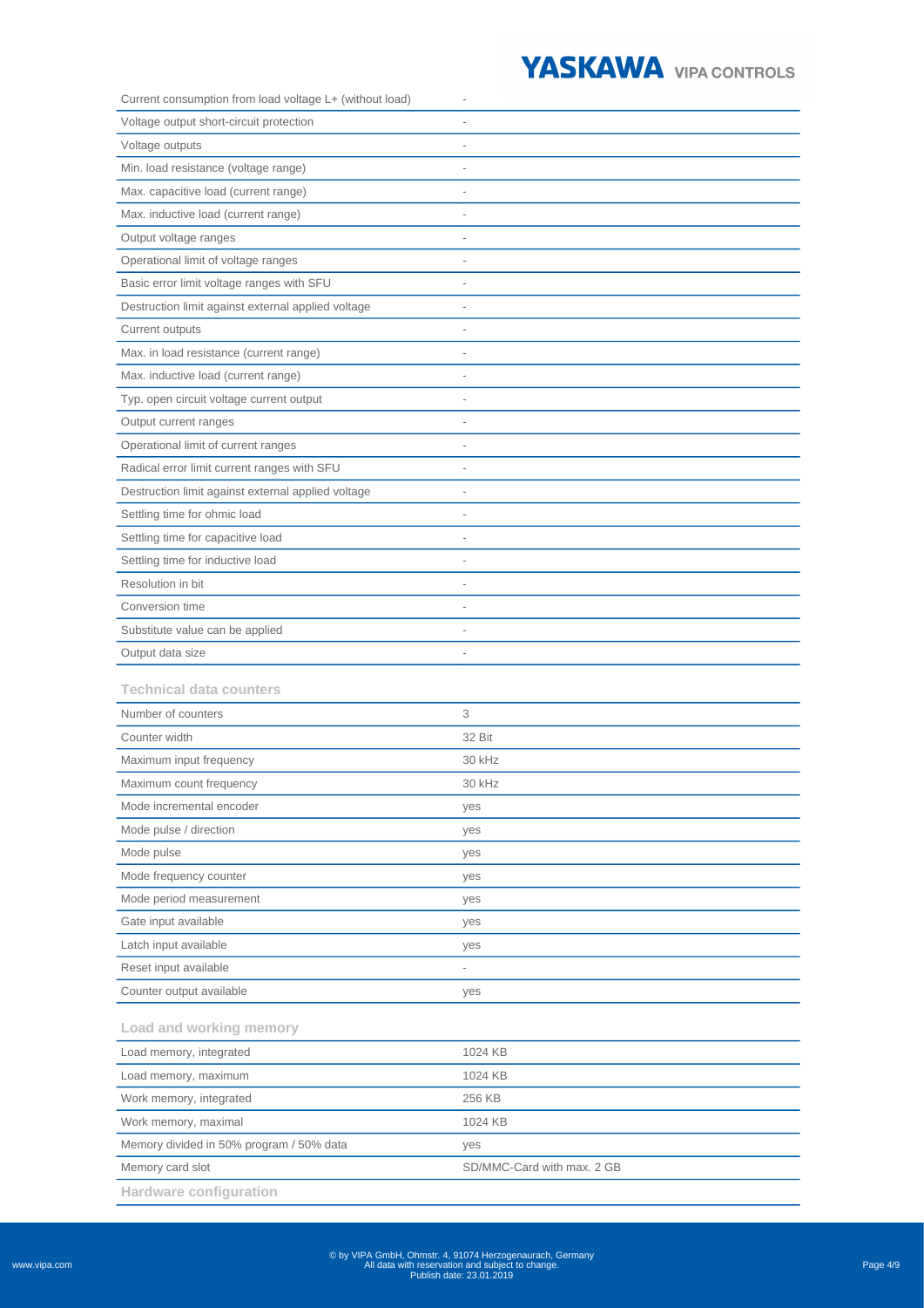| | |
|---|---|
| Current consumption from load voltage L+ (without load) | - |
| Voltage output short-circuit protection | - |
| Voltage outputs | - |
| Min. load resistance (voltage range) | - |
| Max. capacitive load (current range) | - |
| Max. inductive load (current range) | - |
| Output voltage ranges | - |
| Operational limit of voltage ranges | - |
| Basic error limit voltage ranges with SFU | - |
| Destruction limit against external applied voltage | - |
| Current outputs | - |
| Max. in load resistance (current range) | - |
| Max. inductive load (current range) | - |
| Typ. open circuit voltage current output | - |
| Output current ranges | - |
| Operational limit of current ranges | - |
| Radical error limit current ranges with SFU | - |
| Destruction limit against external applied voltage | - |
| Settling time for ohmic load | - |
| Settling time for capacitive load | - |
| Settling time for inductive load | - |
| Resolution in bit | - |
| Conversion time | - |
| Substitute value can be applied | - |
| Output data size | - |

### Technical data counters

| | |
|---|---|
| Number of counters | 3 |
| Counter width | 32 Bit |
| Maximum input frequency | 30 kHz |
| Maximum count frequency | 30 kHz |
| Mode incremental encoder | yes |
| Mode pulse / direction | yes |
| Mode pulse | yes |
| Mode frequency counter | yes |
| Mode period measurement | yes |
| Gate input available | yes |
| Latch input available | yes |
| Reset input available | - |
| Counter output available | yes |

### Load and working memory

| | |
|---|---|
| Load memory, integrated | 1024 KB |
| Load memory, maximum | 1024 KB |
| Work memory, integrated | 256 KB |
| Work memory, maximal | 1024 KB |
| Memory divided in 50% program / 50% data | yes |
| Memory card slot | SD/MMC-Card with max. 2 GB |

### Hardware configuration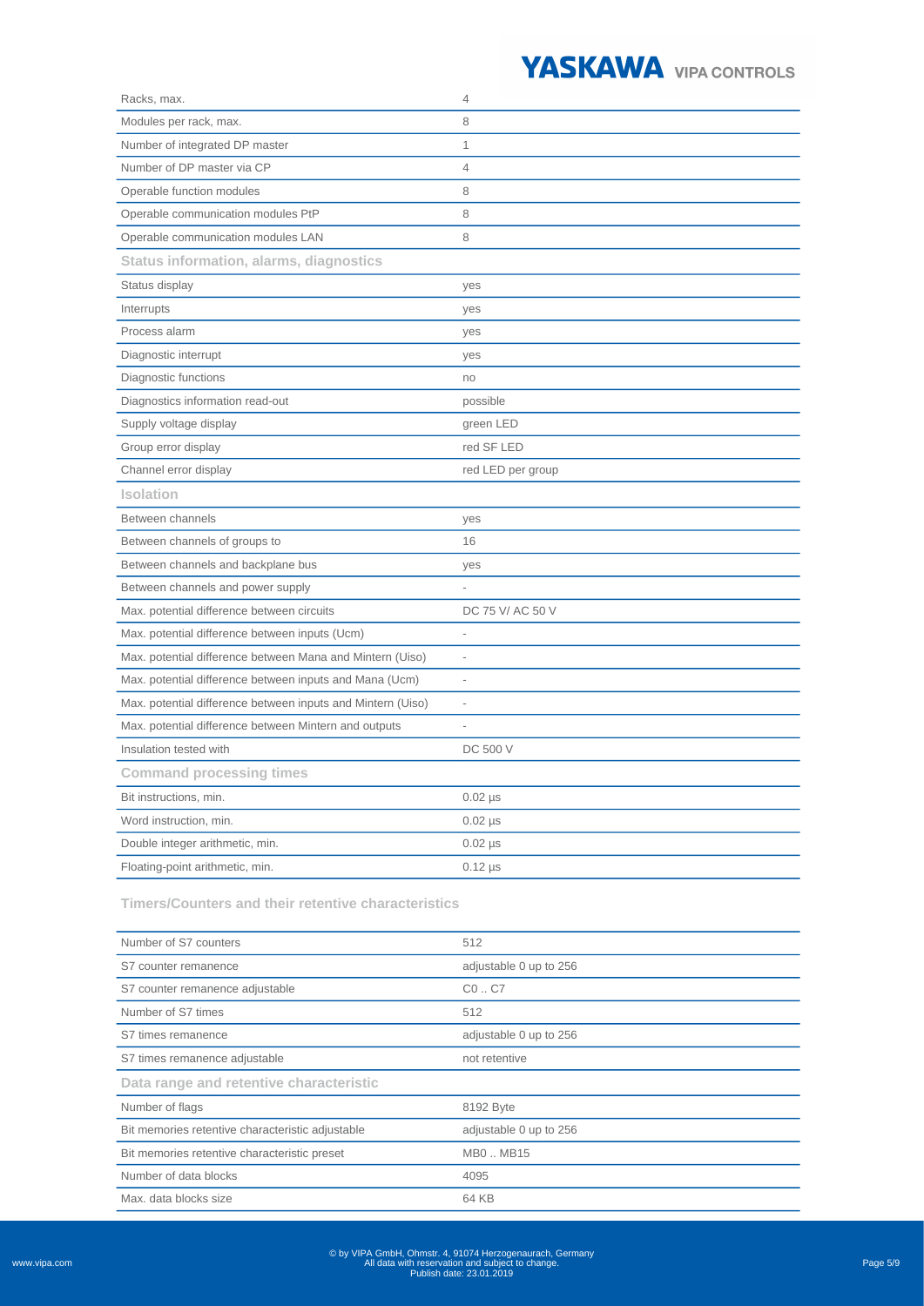| | |
|---|---|
| Racks, max. | 4 |
| Modules per rack, max. | 8 |
| Number of integrated DP master | 1 |
| Number of DP master via CP | 4 |
| Operable function modules | 8 |
| Operable communication modules PtP | 8 |
| Operable communication modules LAN | 8 |
| **Status information, alarms, diagnostics** | |
| Status display | yes |
| Interrupts | yes |
| Process alarm | yes |
| Diagnostic interrupt | yes |
| Diagnostic functions | no |
| Diagnostics information read-out | possible |
| Supply voltage display | green LED |
| Group error display | red SF LED |
| Channel error display | red LED per group |
| **Isolation** | |
| Between channels | yes |
| Between channels of groups to | 16 |
| Between channels and backplane bus | yes |
| Between channels and power supply | - |
| Max. potential difference between circuits | DC 75 V/ AC 50 V |
| Max. potential difference between inputs (Ucm) | - |
| Max. potential difference between Mana and Mintern (Uiso) | - |
| Max. potential difference between inputs and Mana (Ucm) | - |
| Max. potential difference between inputs and Mintern (Uiso) | - |
| Max. potential difference between Mintern and outputs | - |
| Insulation tested with | DC 500 V |
| **Command processing times** | |
| Bit instructions, min. | 0.02 µs |
| Word instruction, min. | 0.02 µs |
| Double integer arithmetic, min. | 0.02 µs |
| Floating-point arithmetic, min. | 0.12 µs |

**Timers/Counters and their retentive characteristics**

| | |
|---|---|
| Number of S7 counters | 512 |
| S7 counter remanence | adjustable 0 up to 256 |
| S7 counter remanence adjustable | C0 .. C7 |
| Number of S7 times | 512 |
| S7 times remanence | adjustable 0 up to 256 |
| S7 times remanence adjustable | not retentive |
| **Data range and retentive characteristic** | |
| Number of flags | 8192 Byte |
| Bit memories retentive characteristic adjustable | adjustable 0 up to 256 |
| Bit memories retentive characteristic preset | MB0 .. MB15 |
| Number of data blocks | 4095 |
| Max. data blocks size | 64 KB |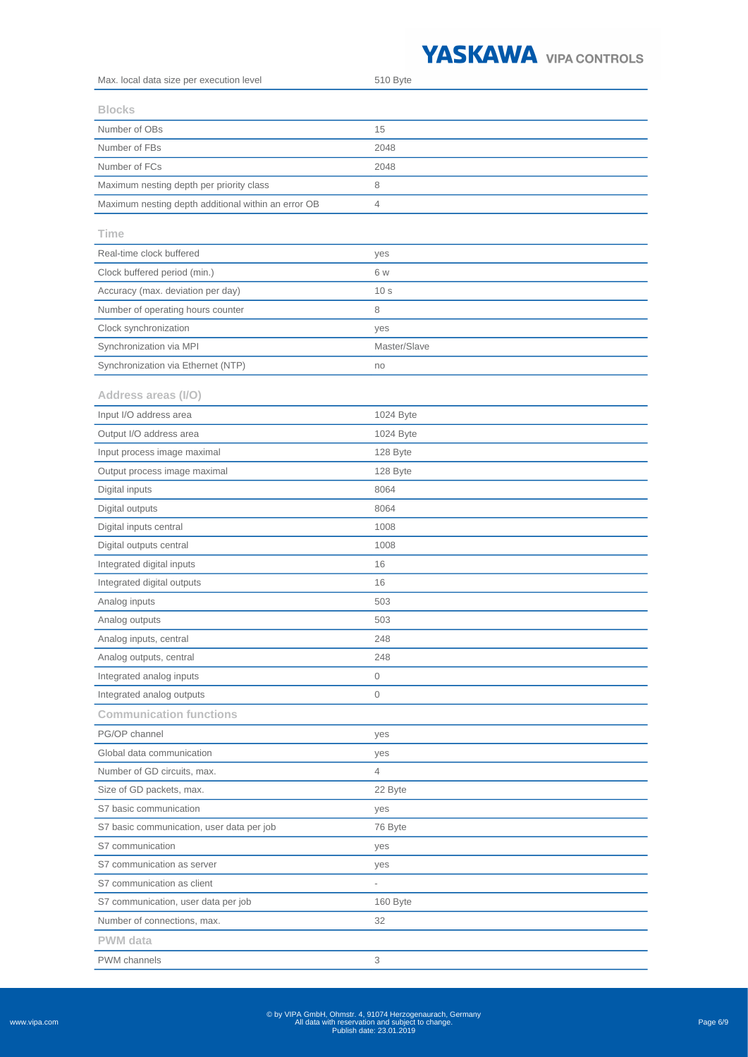| | |
|---|---|
| Max. local data size per execution level | 510 Byte |

**Blocks**

| | |
|---|---|
| Number of OBs | 15 |
| Number of FBs | 2048 |
| Number of FCs | 2048 |
| Maximum nesting depth per priority class | 8 |
| Maximum nesting depth additional within an error OB | 4 |

**Time**

| | |
|---|---|
| Real-time clock buffered | yes |
| Clock buffered period (min.) | 6 w |
| Accuracy (max. deviation per day) | 10 s |
| Number of operating hours counter | 8 |
| Clock synchronization | yes |
| Synchronization via MPI | Master/Slave |
| Synchronization via Ethernet (NTP) | no |

**Address areas (I/O)**

| | |
|---|---|
| Input I/O address area | 1024 Byte |
| Output I/O address area | 1024 Byte |
| Input process image maximal | 128 Byte |
| Output process image maximal | 128 Byte |
| Digital inputs | 8064 |
| Digital outputs | 8064 |
| Digital inputs central | 1008 |
| Digital outputs central | 1008 |
| Integrated digital inputs | 16 |
| Integrated digital outputs | 16 |
| Analog inputs | 503 |
| Analog outputs | 503 |
| Analog inputs, central | 248 |
| Analog outputs, central | 248 |
| Integrated analog inputs | 0 |
| Integrated analog outputs | 0 |

**Communication functions**

| | |
|---|---|
| PG/OP channel | yes |
| Global data communication | yes |
| Number of GD circuits, max. | 4 |
| Size of GD packets, max. | 22 Byte |
| S7 basic communication | yes |
| S7 basic communication, user data per job | 76 Byte |
| S7 communication | yes |
| S7 communication as server | yes |
| S7 communication as client | - |
| S7 communication, user data per job | 160 Byte |
| Number of connections, max. | 32 |

**PWM data**

| | |
|---|---|
| PWM channels | 3 |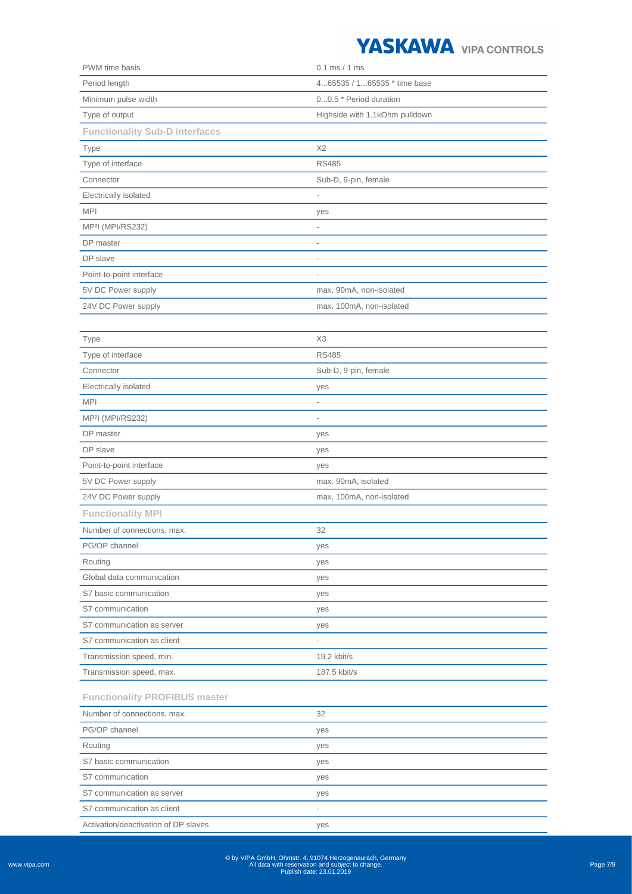| | |
|---|---|
| PWM time basis | 0.1 ms / 1 ms |
| Period length | 4...65535 / 1...65535 * time base |
| Minimum pulse width | 0...0.5 * Period duration |
| Type of output | Highside with 1.1kOhm pulldown |

### Functionality Sub-D interfaces

| | |
|---|---|
| Type | X2 |
| Type of interface | RS485 |
| Connector | Sub-D, 9-pin, female |
| Electrically isolated | - |
| MPI | yes |
| MP²I (MPI/RS232) | - |
| DP master | - |
| DP slave | - |
| Point-to-point interface | - |
| 5V DC Power supply | max. 90mA, non-isolated |
| 24V DC Power supply | max. 100mA, non-isolated |

| | |
|---|---|
| Type | X3 |
| Type of interface | RS485 |
| Connector | Sub-D, 9-pin, female |
| Electrically isolated | yes |
| MPI | - |
| MP²I (MPI/RS232) | - |
| DP master | yes |
| DP slave | yes |
| Point-to-point interface | yes |
| 5V DC Power supply | max. 90mA, isolated |
| 24V DC Power supply | max. 100mA, non-isolated |

### Functionality MPI

| | |
|---|---|
| Number of connections, max. | 32 |
| PG/OP channel | yes |
| Routing | yes |
| Global data communication | yes |
| S7 basic communication | yes |
| S7 communication | yes |
| S7 communication as server | yes |
| S7 communication as client | - |
| Transmission speed, min. | 19.2 kbit/s |
| Transmission speed, max. | 187.5 kbit/s |

### Functionality PROFIBUS master

| | |
|---|---|
| Number of connections, max. | 32 |
| PG/OP channel | yes |
| Routing | yes |
| S7 basic communication | yes |
| S7 communication | yes |
| S7 communication as server | yes |
| S7 communication as client | - |
| Activation/deactivation of DP slaves | yes |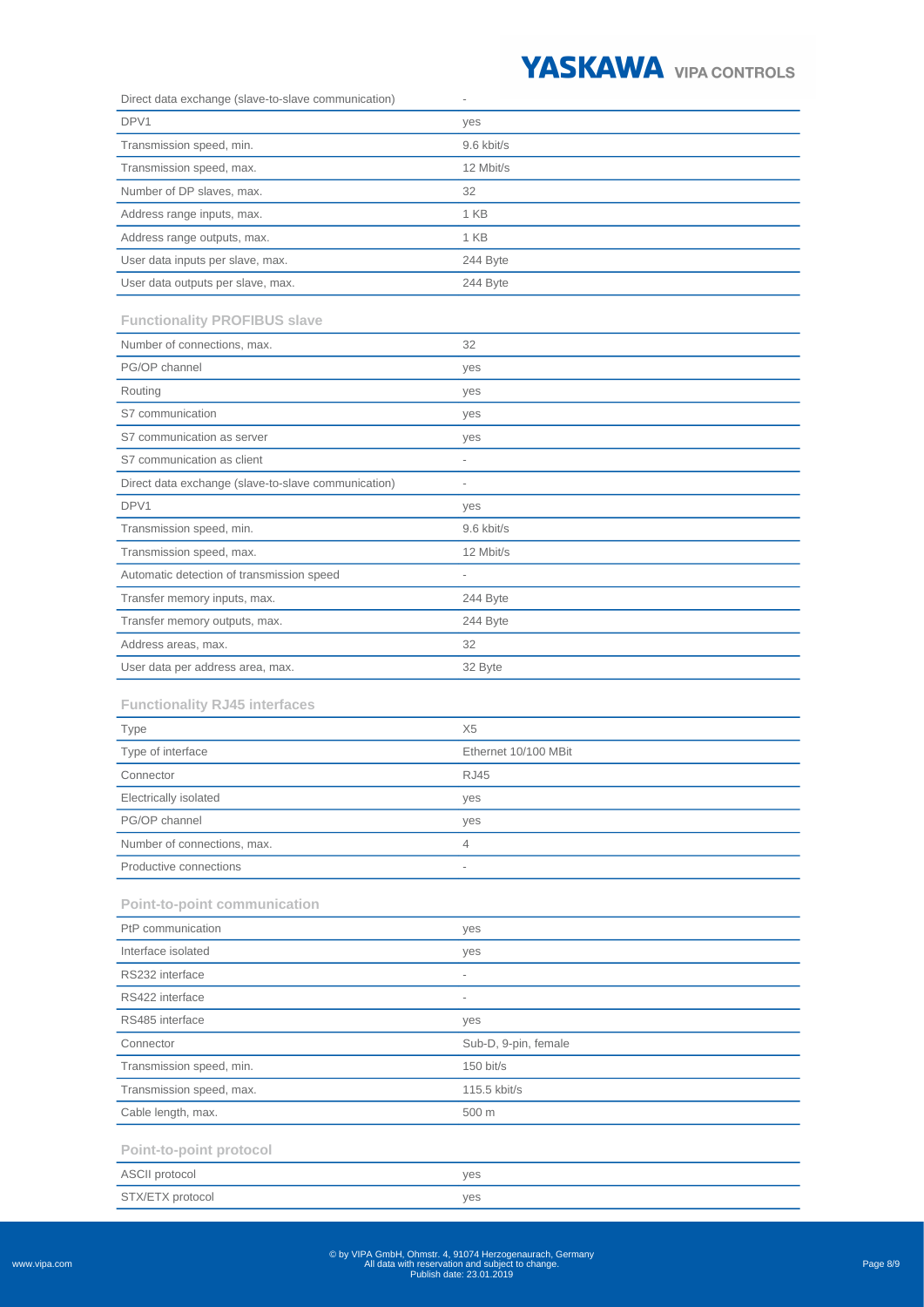| | |
|---|---|
| Direct data exchange (slave-to-slave communication) | - |
| DPV1 | yes |
| Transmission speed, min. | 9.6 kbit/s |
| Transmission speed, max. | 12 Mbit/s |
| Number of DP slaves, max. | 32 |
| Address range inputs, max. | 1 KB |
| Address range outputs, max. | 1 KB |
| User data inputs per slave, max. | 244 Byte |
| User data outputs per slave, max. | 244 Byte |

### Functionality PROFIBUS slave

| | |
|---|---|
| Number of connections, max. | 32 |
| PG/OP channel | yes |
| Routing | yes |
| S7 communication | yes |
| S7 communication as server | yes |
| S7 communication as client | - |
| Direct data exchange (slave-to-slave communication) | - |
| DPV1 | yes |
| Transmission speed, min. | 9.6 kbit/s |
| Transmission speed, max. | 12 Mbit/s |
| Automatic detection of transmission speed | - |
| Transfer memory inputs, max. | 244 Byte |
| Transfer memory outputs, max. | 244 Byte |
| Address areas, max. | 32 |
| User data per address area, max. | 32 Byte |

### Functionality RJ45 interfaces

| | |
|---|---|
| Type | X5 |
| Type of interface | Ethernet 10/100 MBit |
| Connector | RJ45 |
| Electrically isolated | yes |
| PG/OP channel | yes |
| Number of connections, max. | 4 |
| Productive connections | - |

### Point-to-point communication

| | |
|---|---|
| PtP communication | yes |
| Interface isolated | yes |
| RS232 interface | - |
| RS422 interface | - |
| RS485 interface | yes |
| Connector | Sub-D, 9-pin, female |
| Transmission speed, min. | 150 bit/s |
| Transmission speed, max. | 115.5 kbit/s |
| Cable length, max. | 500 m |

### Point-to-point protocol

| | |
|---|---|
| ASCII protocol | yes |
| STX/ETX protocol | yes |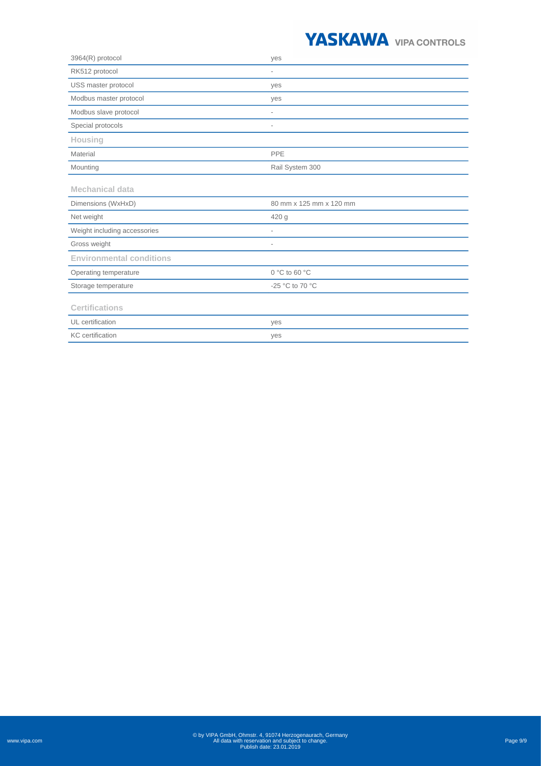| | |
|---|---|
| 3964(R) protocol | yes |
| RK512 protocol | - |
| USS master protocol | yes |
| Modbus master protocol | yes |
| Modbus slave protocol | - |
| Special protocols | - |

## Housing

| | |
|---|---|
| Material | PPE |
| Mounting | Rail System 300 |

## Mechanical data

| | |
|---|---|
| Dimensions (WxHxD) | 80 mm x 125 mm x 120 mm |
| Net weight | 420 g |
| Weight including accessories | - |
| Gross weight | - |

## Environmental conditions

| | |
|---|---|
| Operating temperature | 0 °C to 60 °C |
| Storage temperature | -25 °C to 70 °C |

## Certifications

| | |
|---|---|
| UL certification | yes |
| KC certification | yes |